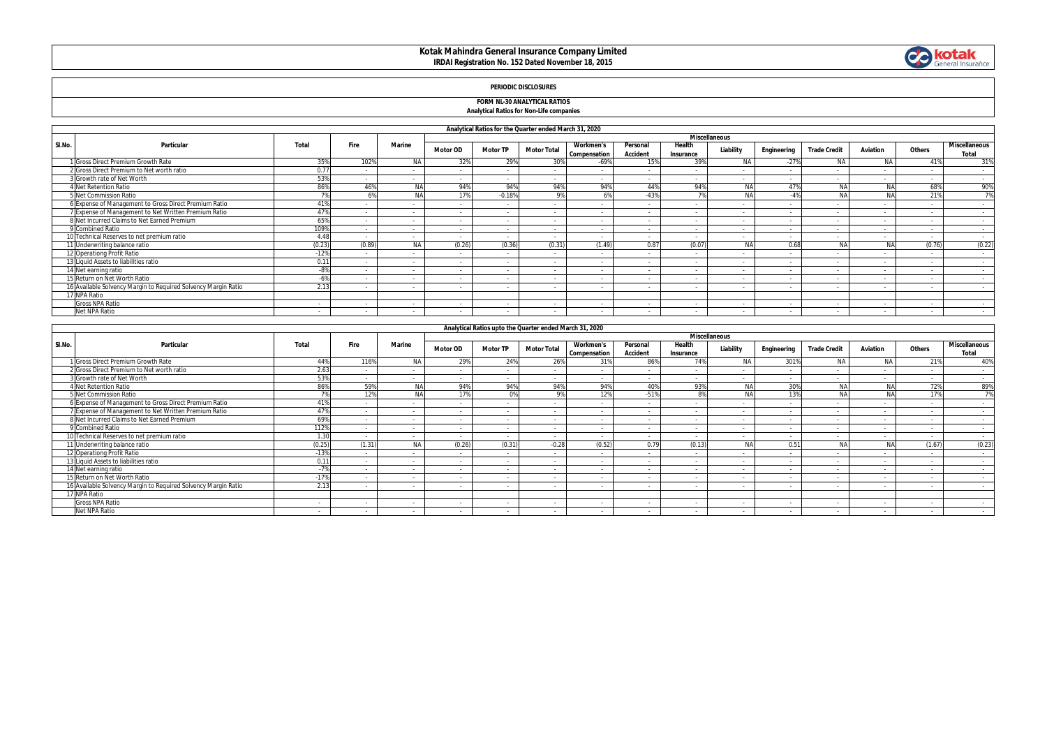# Kotak Mahindra General Insurance Company Limited

**IRDAI Registration No. 152 Dated November 18, 2015**

## PERIODIC DISCLOSURES

### FORM NL-30 ANALYTICAL RATIOS

**Analytical Ratios for Non-Life companies**

| Analytical Ratios for the Quarter ended March 31, 2020 | | | | | | | | | | | | | | | | | |
|---|---|---|---|---|---|---|---|---|---|---|---|---|---|---|---|---|---|
| Sl.No. | Particular | Total | Fire | Marine | Miscellaneous | | | | | | | | | | | | |
| | | | | | Motor OD | Motor TP | Motor Total | Workmen's Compensation | Personal Accident | Health Insurance | Liability | Engineering | Trade Credit | Aviation | Others | Miscellaneous Total |
| 1 | Gross Direct Premium Growth Rate | 35% | 102% | NA | 32% | 29% | 30% | -69% | 15% | 39% | NA | -27% | NA | NA | 41% | 31% |
| 2 | Gross Direct Premium to Net worth ratio | 0.77 | - | - | - | - | - | - | - | - | - | - | - | - | - | - |
| 3 | Growth rate of Net Worth | 53% | - | - | - | - | - | - | - | - | - | - | - | - | - | - |
| 4 | Net Retention Ratio | 86% | 46% | NA | 94% | 94% | 94% | 94% | 44% | 94% | NA | 47% | NA | NA | 68% | 90% |
| 5 | Net Commission Ratio | 7% | 6% | NA | 17% | -0.18% | 9% | 6% | -43% | 7% | NA | -4% | NA | NA | 21% | 7% |
| 6 | Expense of Management to Gross Direct Premium Ratio | 41% | - | - | - | - | - | - | - | - | - | - | - | - | - | - |
| 7 | Expense of Management to Net Written Premium Ratio | 47% | - | - | - | - | - | - | - | - | - | - | - | - | - | - |
| 8 | Net Incurred Claims to Net Earned Premium | 65% | - | - | - | - | - | - | - | - | - | - | - | - | - | - |
| 9 | Combined Ratio | 109% | - | - | - | - | - | - | - | - | - | - | - | - | - | - |
| 10 | Technical Reserves to net premium ratio | 4.48 | - | - | - | - | - | - | - | - | - | - | - | - | - | - |
| 11 | Underwriting balance ratio | (0.23) | (0.89) | NA | (0.26) | (0.36) | (0.31) | (1.49) | 0.87 | (0.07) | NA | 0.68 | NA | NA | (0.76) | (0.22) |
| 12 | Operationg Profit Ratio | -12% | - | - | - | - | - | - | - | - | - | - | - | - | - | - |
| 13 | Liquid Assets to liabilities ratio | 0.11 | - | - | - | - | - | - | - | - | - | - | - | - | - | - |
| 14 | Net earning ratio | -8% | - | - | - | - | - | - | - | - | - | - | - | - | - | - |
| 15 | Return on Net Worth Ratio | -6% | - | - | - | - | - | - | - | - | - | - | - | - | - | - |
| 16 | Available Solvency Margin to Required Solvency Margin Ratio | 2.13 | - | - | - | - | - | - | - | - | - | - | - | - | - | - |
| 17 | NPA Ratio | | | | | | | | | | | | | | | |
| | Gross NPA Ratio | - | - | - | - | - | - | - | - | - | - | - | - | - | - | - |
| | Net NPA Ratio | - | - | - | - | - | - | - | - | - | - | - | - | - | - | - |

| Analytical Ratios upto the Quarter ended March 31, 2020 | | | | | | | | | | | | | | | | | |
|---|---|---|---|---|---|---|---|---|---|---|---|---|---|---|---|---|---|
| Sl.No. | Particular | Total | Fire | Marine | Miscellaneous | | | | | | | | | | | | |
| | | | | | Motor OD | Motor TP | Motor Total | Workmen's Compensation | Personal Accident | Health Insurance | Liability | Engineering | Trade Credit | Aviation | Others | Miscellaneous Total |
| 1 | Gross Direct Premium Growth Rate | 44% | 116% | NA | 29% | 24% | 26% | 31% | 86% | 74% | NA | 301% | NA | NA | 21% | 40% |
| 2 | Gross Direct Premium to Net worth ratio | 2.63 | - | - | - | - | - | - | - | - | - | - | - | - | - | - |
| 3 | Growth rate of Net Worth | 53% | - | - | - | - | - | - | - | - | - | - | - | - | - | - |
| 4 | Net Retention Ratio | 86% | 59% | NA | 94% | 94% | 94% | 94% | 40% | 93% | NA | 30% | NA | NA | 72% | 89% |
| 5 | Net Commission Ratio | 7% | 12% | NA | 17% | 0% | 9% | 12% | -51% | 8% | NA | 13% | NA | NA | 17% | 7% |
| 6 | Expense of Management to Gross Direct Premium Ratio | 41% | - | - | - | - | - | - | - | - | - | - | - | - | - | - |
| 7 | Expense of Management to Net Written Premium Ratio | 47% | - | - | - | - | - | - | - | - | - | - | - | - | - | - |
| 8 | Net Incurred Claims to Net Earned Premium | 69% | - | - | - | - | - | - | - | - | - | - | - | - | - | - |
| 9 | Combined Ratio | 112% | - | - | - | - | - | - | - | - | - | - | - | - | - | - |
| 10 | Technical Reserves to net premium ratio | 1.30 | - | - | - | - | - | - | - | - | - | - | - | - | - | - |
| 11 | Underwriting balance ratio | (0.25) | (1.31) | NA | (0.26) | (0.31) | -0.28 | (0.52) | 0.79 | (0.13) | NA | 0.51 | NA | NA | (1.67) | (0.23) |
| 12 | Operationg Profit Ratio | -13% | - | - | - | - | - | - | - | - | - | - | - | - | - | - |
| 13 | Liquid Assets to liabilities ratio | 0.11 | - | - | - | - | - | - | - | - | - | - | - | - | - | - |
| 14 | Net earning ratio | -7% | - | - | - | - | - | - | - | - | - | - | - | - | - | - |
| 15 | Return on Net Worth Ratio | -17% | - | - | - | - | - | - | - | - | - | - | - | - | - | - |
| 16 | Available Solvency Margin to Required Solvency Margin Ratio | 2.13 | - | - | - | - | - | - | - | - | - | - | - | - | - | - |
| 17 | NPA Ratio | | | | | | | | | | | | | | | |
| | Gross NPA Ratio | - | - | - | - | - | - | - | - | - | - | - | - | - | - | - |
| | Net NPA Ratio | - | - | - | - | - | - | - | - | - | - | - | - | - | - | - |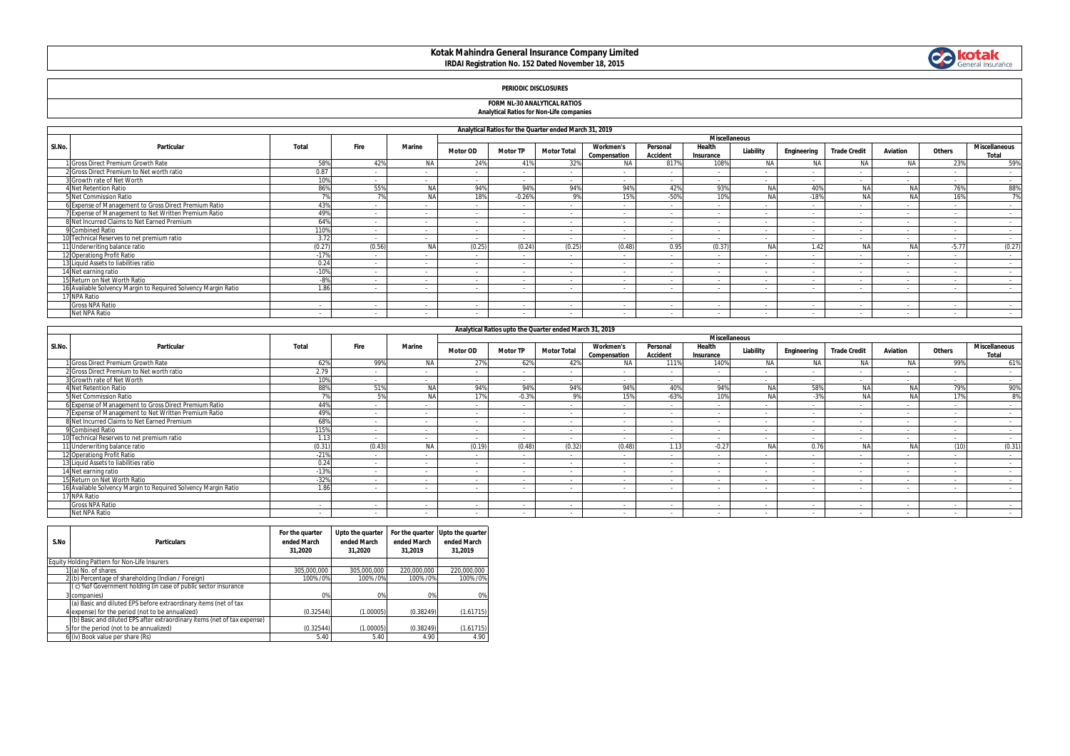# Kotak Mahindra General Insurance Company Limited

**IRDAI Registration No. 152 Dated November 18, 2015**

**PERIODIC DISCLOSURES**

**FORM NL-30 ANALYTICAL RATIOS**

**Analytical Ratios for Non-Life companies**

| Analytical Ratios for the Quarter ended March 31, 2019 | | | | | | | | | | | | | | | | | |
|---|---|---|---|---|---|---|---|---|---|---|---|---|---|---|---|---|---|
| Sl.No. | Particular | Total | Fire | Marine | Miscellaneous | | | | | | | | | | | | |
| | | | | | Motor OD | Motor TP | Motor Total | Workmen's Compensation | Personal Accident | Health Insurance | Liability | Engineering | Trade Credit | Aviation | Others | Miscellaneous Total |
| 1 | Gross Direct Premium Growth Rate | 58% | 42% | NA | 24% | 41% | 32% | NA | 817% | 108% | NA | NA | NA | NA | 23% | 59% |
| 2 | Gross Direct Premium to Net worth ratio | 0.87 | - | - | - | - | - | - | - | - | - | - | - | - | - | - |
| 3 | Growth rate of Net Worth | 10% | - | - | - | - | - | - | - | - | - | - | - | - | - | - |
| 4 | Net Retention Ratio | 86% | 55% | NA | 94% | 94% | 94% | 94% | 42% | 93% | NA | 40% | NA | NA | 76% | 88% |
| 5 | Net Commission Ratio | 7% | 7% | NA | 18% | -0.26% | 9% | 15% | -50% | 10% | NA | -18% | NA | NA | 16% | 7% |
| 6 | Expense of Management to Gross Direct Premium Ratio | 43% | - | - | - | - | - | - | - | - | - | - | - | - | - | - |
| 7 | Expense of Management to Net Written Premium Ratio | 49% | - | - | - | - | - | - | - | - | - | - | - | - | - | - |
| 8 | Net Incurred Claims to Net Earned Premium | 64% | - | - | - | - | - | - | - | - | - | - | - | - | - | - |
| 9 | Combined Ratio | 110% | - | - | - | - | - | - | - | - | - | - | - | - | - | - |
| 10 | Technical Reserves to net premium ratio | 3.72 | - | - | - | - | - | - | - | - | - | - | - | - | - | - |
| 11 | Underwriting balance ratio | (0.27) | (0.56) | NA | (0.25) | (0.24) | (0.25) | (0.48) | 0.95 | (0.37) | NA | 1.42 | NA | NA | -5.77 | (0.27) |
| 12 | Operationg Profit Ratio | -17% | - | - | - | - | - | - | - | - | - | - | - | - | - | - |
| 13 | Liquid Assets to liabilities ratio | 0.24 | - | - | - | - | - | - | - | - | - | - | - | - | - | - |
| 14 | Net earning ratio | -10% | - | - | - | - | - | - | - | - | - | - | - | - | - | - |
| 15 | Return on Net Worth Ratio | -8% | - | - | - | - | - | - | - | - | - | - | - | - | - | - |
| 16 | Available Solvency Margin to Required Solvency Margin Ratio | 1.86 | - | - | - | - | - | - | - | - | - | - | - | - | - | - |
| 17 | NPA Ratio | | | | | | | | | | | | | | | |
| | Gross NPA Ratio | - | - | - | - | - | - | - | - | - | - | - | - | - | - | - |
| | Net NPA Ratio | - | - | - | - | - | - | - | - | - | - | - | - | - | - | - |

| Analytical Ratios upto the Quarter ended March 31, 2019 | | | | | | | | | | | | | | | | | |
|---|---|---|---|---|---|---|---|---|---|---|---|---|---|---|---|---|---|
| Sl.No. | Particular | Total | Fire | Marine | Miscellaneous | | | | | | | | | | | | |
| | | | | | Motor OD | Motor TP | Motor Total | Workmen's Compensation | Personal Accident | Health Insurance | Liability | Engineering | Trade Credit | Aviation | Others | Miscellaneous Total |
| 1 | Gross Direct Premium Growth Rate | 62% | 99% | NA | 27% | 62% | 42% | NA | 111% | 140% | NA | NA | NA | NA | 99% | 61% |
| 2 | Gross Direct Premium to Net worth ratio | 2.79 | - | - | - | - | - | - | - | - | - | - | - | - | - | - |
| 3 | Growth rate of Net Worth | 10% | - | - | - | - | - | - | - | - | - | - | - | - | - | - |
| 4 | Net Retention Ratio | 88% | 51% | NA | 94% | 94% | 94% | 94% | 40% | 94% | NA | 58% | NA | NA | 79% | 90% |
| 5 | Net Commission Ratio | 7% | 5% | NA | 17% | -0.3% | 9% | 15% | -63% | 10% | NA | -3% | NA | NA | 17% | 8% |
| 6 | Expense of Management to Gross Direct Premium Ratio | 44% | - | - | - | - | - | - | - | - | - | - | - | - | - | - |
| 7 | Expense of Management to Net Written Premium Ratio | 49% | - | - | - | - | - | - | - | - | - | - | - | - | - | - |
| 8 | Net Incurred Claims to Net Earned Premium | 68% | - | - | - | - | - | - | - | - | - | - | - | - | - | - |
| 9 | Combined Ratio | 115% | - | - | - | - | - | - | - | - | - | - | - | - | - | - |
| 10 | Technical Reserves to net premium ratio | 1.13 | - | - | - | - | - | - | - | - | - | - | - | - | - | - |
| 11 | Underwriting balance ratio | (0.31) | (0.43) | NA | (0.19) | (0.48) | (0.32) | (0.48) | 1.13 | -0.27 | NA | 0.76 | NA | NA | (10) | (0.31) |
| 12 | Operationg Profit Ratio | -21% | - | - | - | - | - | - | - | - | - | - | - | - | - | - |
| 13 | Liquid Assets to liabilities ratio | 0.24 | - | - | - | - | - | - | - | - | - | - | - | - | - | - |
| 14 | Net earning ratio | -13% | - | - | - | - | - | - | - | - | - | - | - | - | - | - |
| 15 | Return on Net Worth Ratio | -32% | - | - | - | - | - | - | - | - | - | - | - | - | - | - |
| 16 | Available Solvency Margin to Required Solvency Margin Ratio | 1.86 | - | - | - | - | - | - | - | - | - | - | - | - | - | - |
| 17 | NPA Ratio | | | | | | | | | | | | | | | |
| | Gross NPA Ratio | - | - | - | - | - | - | - | - | - | - | - | - | - | - | - |
| | Net NPA Ratio | - | - | - | - | - | - | - | - | - | - | - | - | - | - | - |

| S.No | Particulars | For the quarter ended March 31,2020 | Upto the quarter ended March 31,2020 | For the quarter ended March 31,2019 | Upto the quarter ended March 31,2019 |
|---|---|---|---|---|---|
| | Equity Holding Pattern for Non-Life Insurers | | | | |
| 1 | (a) No. of shares | 305,000,000 | 305,000,000 | 220,000,000 | 220,000,000 |
| 2 | (b) Percentage of shareholding (Indian / Foreign) | 100% /0% | 100% /0% | 100% /0% | 100% /0% |
| 3 | ( c) %of Government holding (in case of public sector insurance companies) | 0% | 0% | 0% | 0% |
| 4 | (a) Basic and diluted EPS before extraordinary items (net of tax expense) for the period (not to be annualized) | (0.32544) | (1.00005) | (0.38249) | (1.61715) |
| 5 | (b) Basic and diluted EPS after extraordinary items (net of tax expense) for the period (not to be annualized) | (0.32544) | (1.00005) | (0.38249) | (1.61715) |
| 6 | (iv) Book value per share (Rs) | 5.40 | 5.40 | 4.90 | 4.90 |